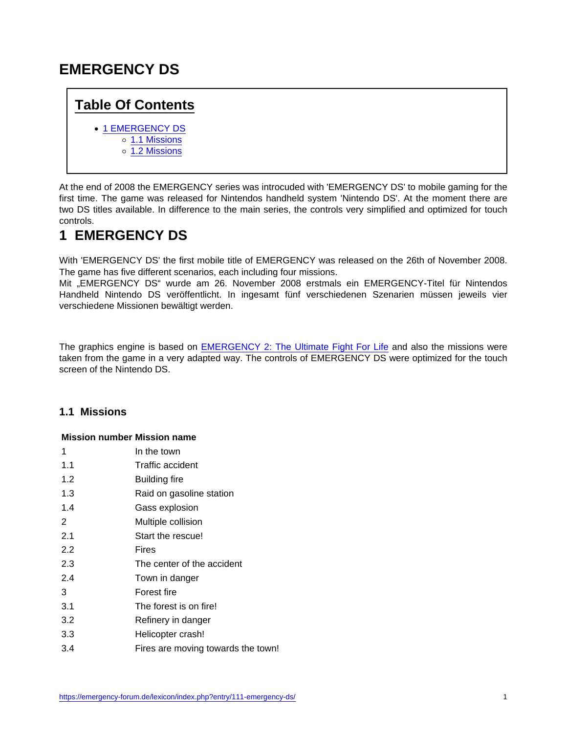# EMERGENCY DS

## Table Of Contents

- 1 EMERGENCY DS
  - 1.1 Missions
  - 1.2 Missions

At the end of 2008 the EMERGENCY series was introcuded with 'EMERGENCY DS' to mobile gaming for the first time. The game was released for Nintendos handheld system 'Nintendo DS'. At the moment there are two DS titles available. In difference to the main series, the controls very simplified and optimized for touch controls.

# 1 EMERGENCY DS

With 'EMERGENCY DS' the first mobile title of EMERGENCY was released on the 26th of November 2008. The game has five different scenarios, each including four missions.
Mit „EMERGENCY DS“ wurde am 26. November 2008 erstmals ein EMERGENCY-Titel für Nintendos Handheld Nintendo DS veröffentlicht. In ingesamt fünf verschiedenen Szenarien müssen jeweils vier verschiedene Missionen bewältigt werden.

The graphics engine is based on EMERGENCY 2: The Ultimate Fight For Life and also the missions were taken from the game in a very adapted way. The controls of EMERGENCY DS were optimized for the touch screen of the Nintendo DS.

## 1.1 Missions

| Mission number | Mission name |
|---|---|
| 1 | In the town |
| 1.1 | Traffic accident |
| 1.2 | Building fire |
| 1.3 | Raid on gasoline station |
| 1.4 | Gass explosion |
| 2 | Multiple collision |
| 2.1 | Start the rescue! |
| 2.2 | Fires |
| 2.3 | The center of the accident |
| 2.4 | Town in danger |
| 3 | Forest fire |
| 3.1 | The forest is on fire! |
| 3.2 | Refinery in danger |
| 3.3 | Helicopter crash! |
| 3.4 | Fires are moving towards the town! |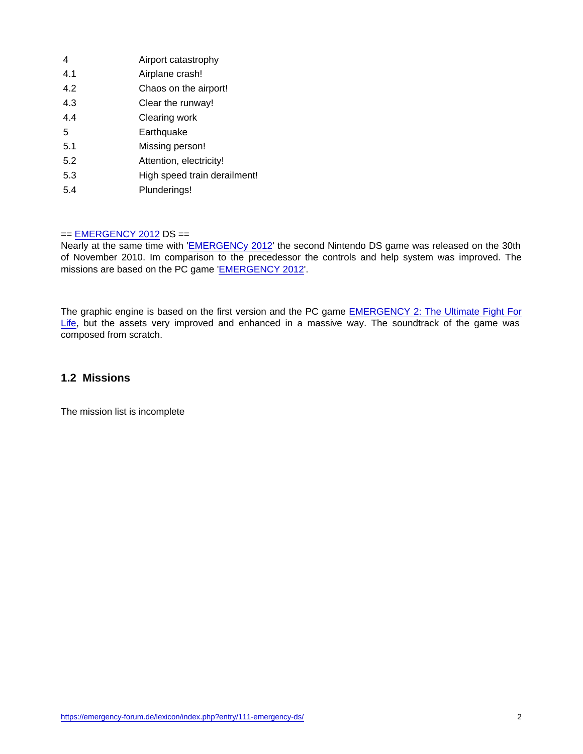| | |
|---|---|
| 4 | Airport catastrophy |
| 4.1 | Airplane crash! |
| 4.2 | Chaos on the airport! |
| 4.3 | Clear the runway! |
| 4.4 | Clearing work |
| 5 | Earthquake |
| 5.1 | Missing person! |
| 5.2 | Attention, electricity! |
| 5.3 | High speed train derailment! |
| 5.4 | Plunderings! |

== EMERGENCY 2012 DS ==
Nearly at the same time with 'EMERGENCy 2012' the second Nintendo DS game was released on the 30th of November 2010. Im comparison to the precedessor the controls and help system was improved. The missions are based on the PC game 'EMERGENCY 2012'.

The graphic engine is based on the first version and the PC game EMERGENCY 2: The Ultimate Fight For Life, but the assets very improved and enhanced in a massive way. The soundtrack of the game was composed from scratch.

## 1.2 Missions

The mission list is incomplete